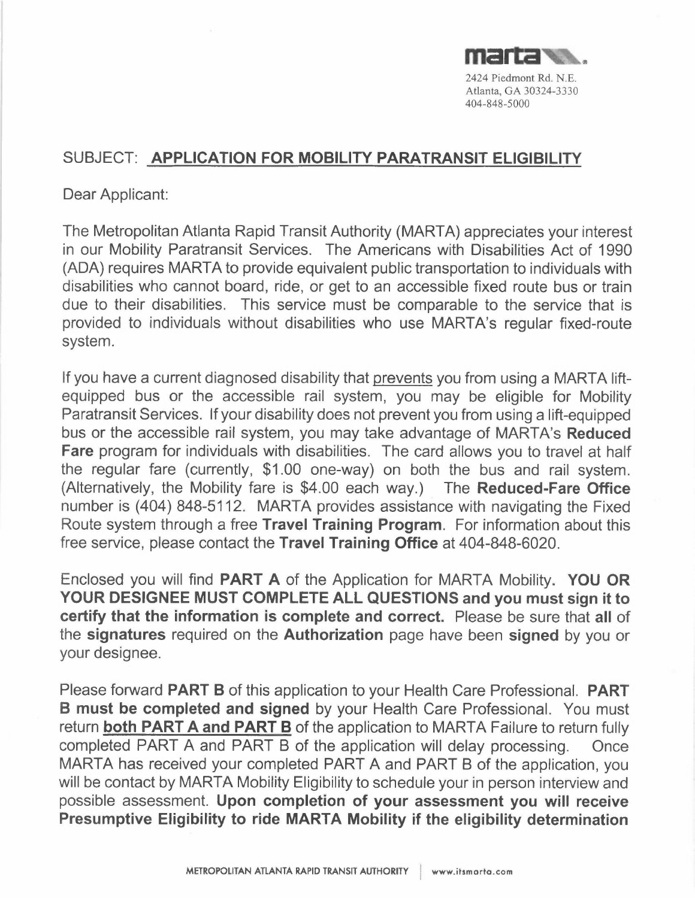marta

2424 Piedmont Rd. N.E.
Atlanta, GA 30324-3330
404-848-5000

SUBJECT: **APPLICATION FOR MOBILITY PARATRANSIT ELIGIBILITY**

Dear Applicant:

The Metropolitan Atlanta Rapid Transit Authority (MARTA) appreciates your interest in our Mobility Paratransit Services. The Americans with Disabilities Act of 1990 (ADA) requires MARTA to provide equivalent public transportation to individuals with disabilities who cannot board, ride, or get to an accessible fixed route bus or train due to their disabilities. This service must be comparable to the service that is provided to individuals without disabilities who use MARTA's regular fixed-route system.

If you have a current diagnosed disability that prevents you from using a MARTA lift-equipped bus or the accessible rail system, you may be eligible for Mobility Paratransit Services. If your disability does not prevent you from using a lift-equipped bus or the accessible rail system, you may take advantage of MARTA's **Reduced Fare** program for individuals with disabilities. The card allows you to travel at half the regular fare (currently, $1.00 one-way) on both the bus and rail system. (Alternatively, the Mobility fare is $4.00 each way.) The **Reduced-Fare Office** number is (404) 848-5112. MARTA provides assistance with navigating the Fixed Route system through a free **Travel Training Program**. For information about this free service, please contact the **Travel Training Office** at 404-848-6020.

Enclosed you will find **PART A** of the Application for MARTA Mobility. **YOU OR YOUR DESIGNEE MUST COMPLETE ALL QUESTIONS and you must sign it to certify that the information is complete and correct.** Please be sure that **all** of the **signatures** required on the **Authorization** page have been **signed** by you or your designee.

Please forward **PART B** of this application to your Health Care Professional. **PART B must be completed and signed** by your Health Care Professional. You must return **both PART A and PART B** of the application to MARTA Failure to return fully completed PART A and PART B of the application will delay processing. Once MARTA has received your completed PART A and PART B of the application, you will be contact by MARTA Mobility Eligibility to schedule your in person interview and possible assessment. **Upon completion of your assessment you will receive Presumptive Eligibility to ride MARTA Mobility if the eligibility determination**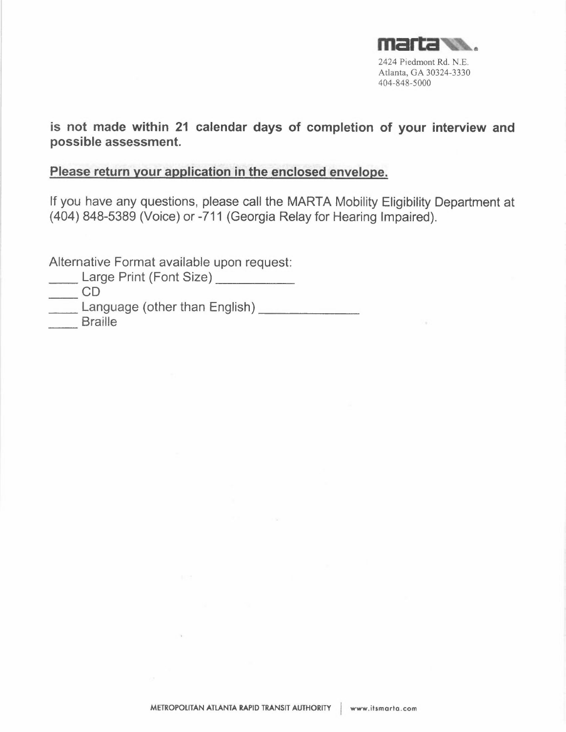marta

2424 Piedmont Rd. N.E.
Atlanta, GA 30324-3330
404-848-5000

**is not made within 21 calendar days of completion of your interview and possible assessment.**

**<u>Please return your application in the enclosed envelope.</u>**

If you have any questions, please call the MARTA Mobility Eligibility Department at (404) 848-5389 (Voice) or -711 (Georgia Relay for Hearing Impaired).

Alternative Format available upon request:

____ Large Print (Font Size) __________

____ CD

____ Language (other than English) _____________

____ Braille

METROPOLITAN ATLANTA RAPID TRANSIT AUTHORITY | www.itsmarta.com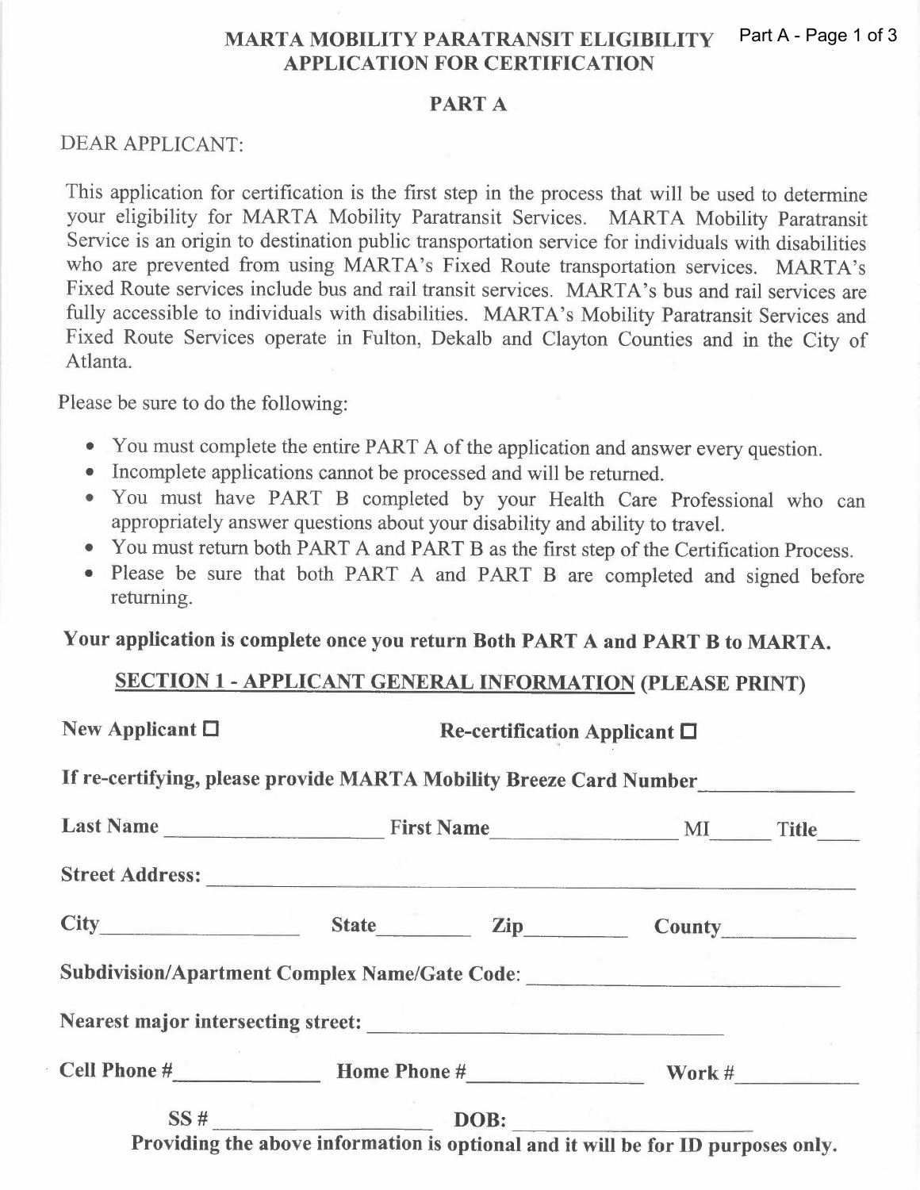# MARTA MOBILITY PARATRANSIT ELIGIBILITY APPLICATION FOR CERTIFICATION

## PART A

DEAR APPLICANT:

This application for certification is the first step in the process that will be used to determine your eligibility for MARTA Mobility Paratransit Services. MARTA Mobility Paratransit Service is an origin to destination public transportation service for individuals with disabilities who are prevented from using MARTA's Fixed Route transportation services. MARTA's Fixed Route services include bus and rail transit services. MARTA's bus and rail services are fully accessible to individuals with disabilities. MARTA's Mobility Paratransit Services and Fixed Route Services operate in Fulton, Dekalb and Clayton Counties and in the City of Atlanta.

Please be sure to do the following:

- You must complete the entire PART A of the application and answer every question.
- Incomplete applications cannot be processed and will be returned.
- You must have PART B completed by your Health Care Professional who can appropriately answer questions about your disability and ability to travel.
- You must return both PART A and PART B as the first step of the Certification Process.
- Please be sure that both PART A and PART B are completed and signed before returning.

**Your application is complete once you return Both PART A and PART B to MARTA.**

### SECTION 1 - APPLICANT GENERAL INFORMATION (PLEASE PRINT)

**New Applicant** ☐ **Re-certification Applicant** ☐

**If re-certifying, please provide MARTA Mobility Breeze Card Number**______________

**Last Name** ____________________ **First Name** __________________ **MI**______ **Title**____

**Street Address:** ______________________________________________________________

**City**__________________ **State**________ **Zip**_________ **County**____________

**Subdivision/Apartment Complex Name/Gate Code:** ____________________________

**Nearest major intersecting street:** ________________________________

**Cell Phone #**_____________ **Home Phone #**________________ **Work #**___________

**SS #** ____________________ **DOB:** ______________________

**Providing the above information is optional and it will be for ID purposes only.**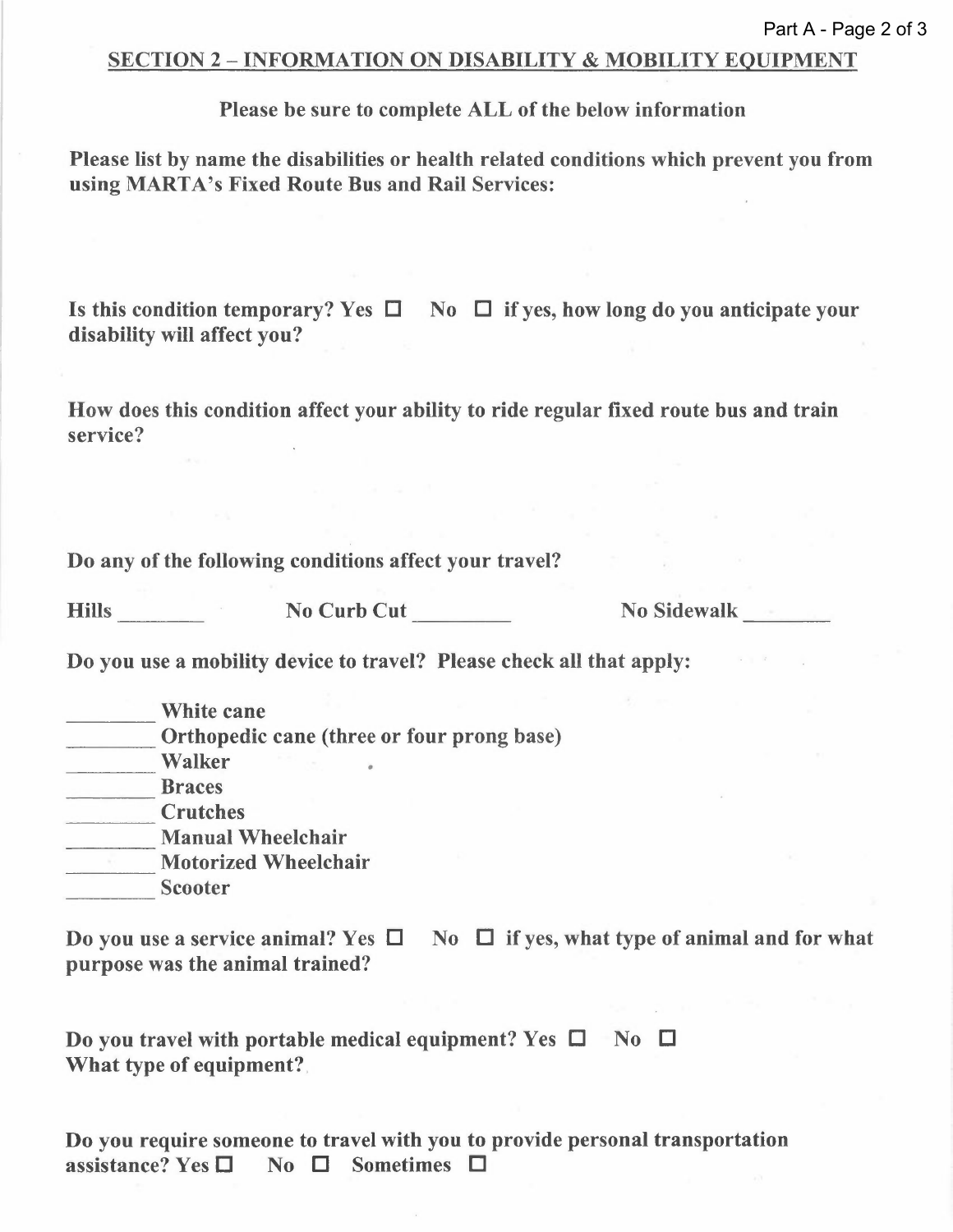## SECTION 2 – INFORMATION ON DISABILITY & MOBILITY EQUIPMENT

**Please be sure to complete ALL of the below information**

**Please list by name the disabilities or health related conditions which prevent you from using MARTA's Fixed Route Bus and Rail Services:**

**Is this condition temporary? Yes ☐ No ☐ if yes, how long do you anticipate your disability will affect you?**

**How does this condition affect your ability to ride regular fixed route bus and train service?**

**Do any of the following conditions affect your travel?**

**Hills** ________ **No Curb Cut** _________ **No Sidewalk** ________

**Do you use a mobility device to travel? Please check all that apply:**

________ **White cane**
________ **Orthopedic cane (three or four prong base)**
________ **Walker**
________ **Braces**
________ **Crutches**
________ **Manual Wheelchair**
________ **Motorized Wheelchair**
________ **Scooter**

**Do you use a service animal? Yes ☐ No ☐ if yes, what type of animal and for what purpose was the animal trained?**

**Do you travel with portable medical equipment? Yes ☐ No ☐**
**What type of equipment?**

**Do you require someone to travel with you to provide personal transportation assistance? Yes ☐ No ☐ Sometimes ☐**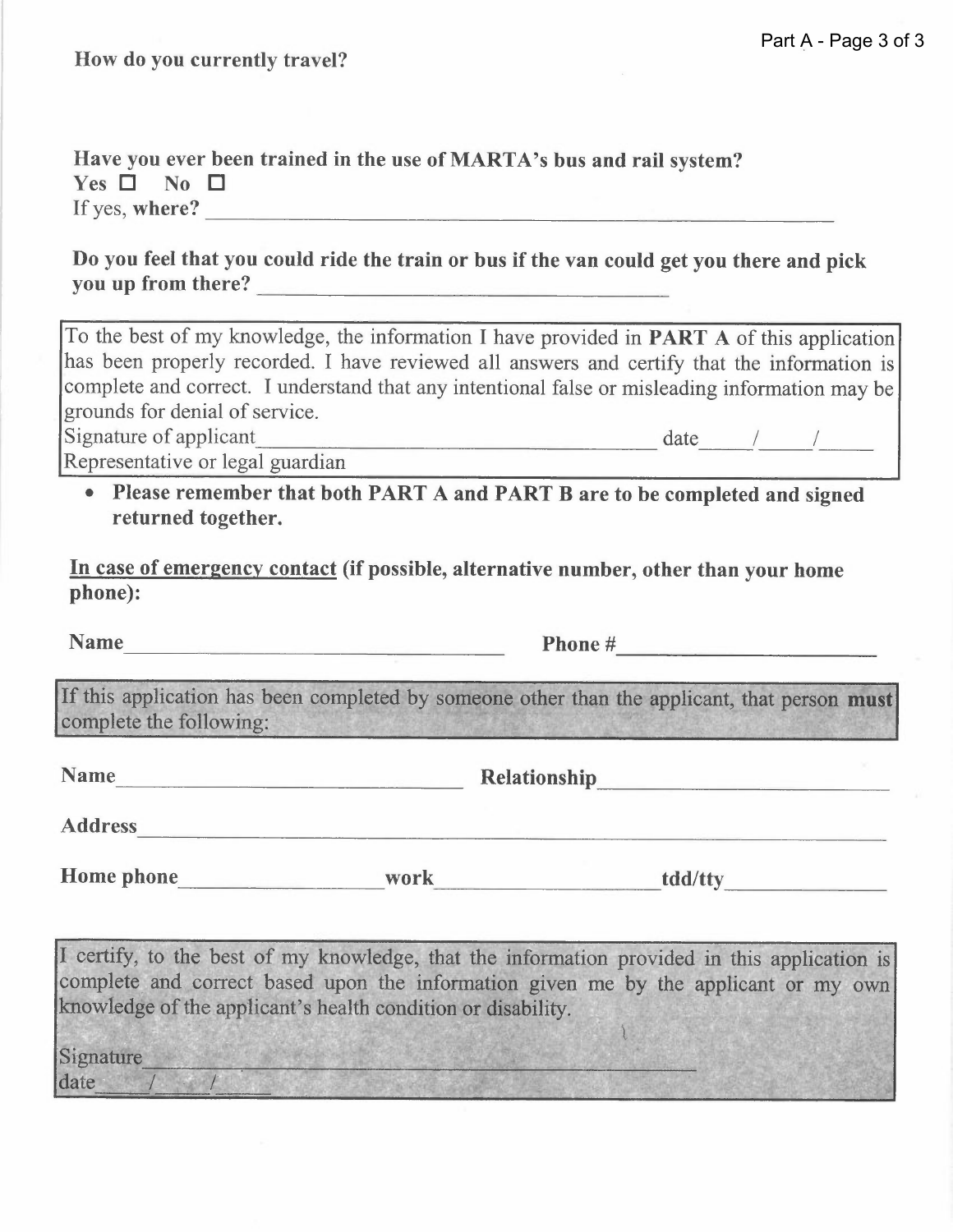**How do you currently travel?**

**Have you ever been trained in the use of MARTA's bus and rail system?**

**Yes** ☐ **No** ☐

If yes, **where?** ____________________________________________

**Do you feel that you could ride the train or bus if the van could get you there and pick you up from there?** ______________________________

To the best of my knowledge, the information I have provided in **PART A** of this application has been properly recorded. I have reviewed all answers and certify that the information is complete and correct. I understand that any intentional false or misleading information may be grounds for denial of service.

Signature of applicant ______________________________ date ____/____/____

Representative or legal guardian

- **Please remember that both PART A and PART B are to be completed and signed returned together.**

**<u>In case of emergency contact</u> (if possible, alternative number, other than your home phone):**

**Name** ______________________________ **Phone #** ____________________

If this application has been completed by someone other than the applicant, that person **must** complete the following:

**Name** ______________________________ **Relationship** ____________________

**Address** ____________________________________________

**Home phone** ______________ **work** ______________ **tdd/tty** ______________

I certify, to the best of my knowledge, that the information provided in this application is complete and correct based upon the information given me by the applicant or my own knowledge of the applicant's health condition or disability.

Signature ______________________________

date ____/____/____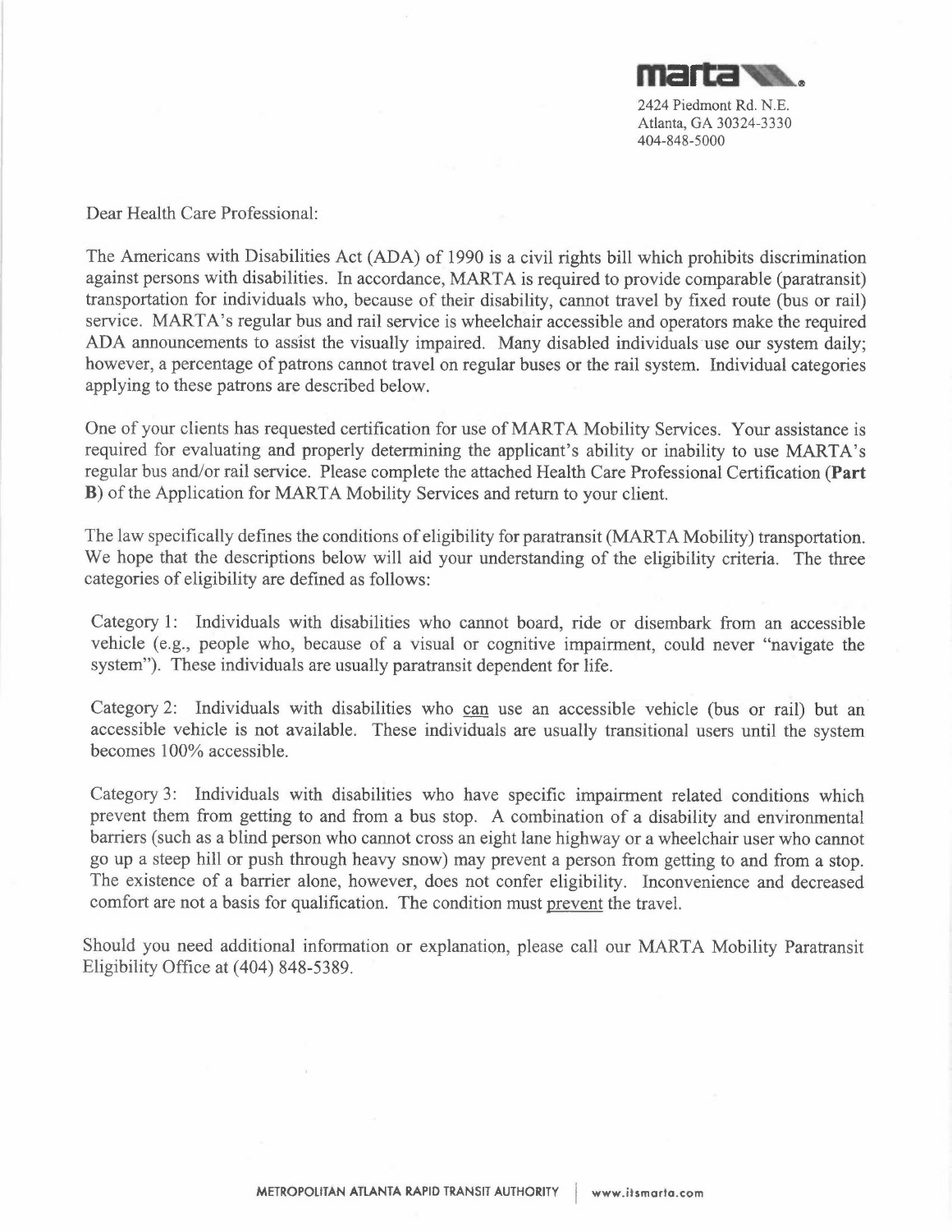marta

2424 Piedmont Rd. N.E.
Atlanta, GA 30324-3330
404-848-5000

Dear Health Care Professional:

The Americans with Disabilities Act (ADA) of 1990 is a civil rights bill which prohibits discrimination against persons with disabilities. In accordance, MARTA is required to provide comparable (paratransit) transportation for individuals who, because of their disability, cannot travel by fixed route (bus or rail) service. MARTA's regular bus and rail service is wheelchair accessible and operators make the required ADA announcements to assist the visually impaired. Many disabled individuals use our system daily; however, a percentage of patrons cannot travel on regular buses or the rail system. Individual categories applying to these patrons are described below.

One of your clients has requested certification for use of MARTA Mobility Services. Your assistance is required for evaluating and properly determining the applicant's ability or inability to use MARTA's regular bus and/or rail service. Please complete the attached Health Care Professional Certification (**Part B**) of the Application for MARTA Mobility Services and return to your client.

The law specifically defines the conditions of eligibility for paratransit (MARTA Mobility) transportation. We hope that the descriptions below will aid your understanding of the eligibility criteria. The three categories of eligibility are defined as follows:

Category 1: Individuals with disabilities who cannot board, ride or disembark from an accessible vehicle (e.g., people who, because of a visual or cognitive impairment, could never "navigate the system"). These individuals are usually paratransit dependent for life.

Category 2: Individuals with disabilities who <u>can</u> use an accessible vehicle (bus or rail) but an accessible vehicle is not available. These individuals are usually transitional users until the system becomes 100% accessible.

Category 3: Individuals with disabilities who have specific impairment related conditions which prevent them from getting to and from a bus stop. A combination of a disability and environmental barriers (such as a blind person who cannot cross an eight lane highway or a wheelchair user who cannot go up a steep hill or push through heavy snow) may prevent a person from getting to and from a stop. The existence of a barrier alone, however, does not confer eligibility. Inconvenience and decreased comfort are not a basis for qualification. The condition must <u>prevent</u> the travel.

Should you need additional information or explanation, please call our MARTA Mobility Paratransit Eligibility Office at (404) 848-5389.

METROPOLITAN ATLANTA RAPID TRANSIT AUTHORITY | www.itsmarta.com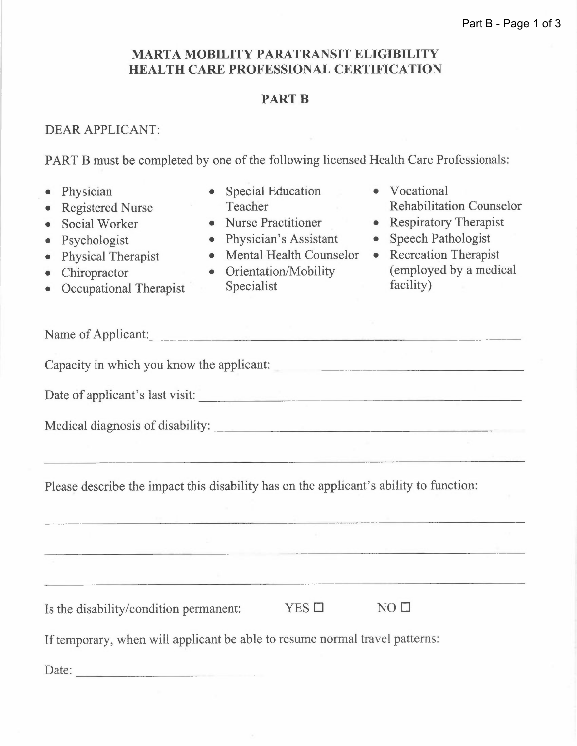# MARTA MOBILITY PARATRANSIT ELIGIBILITY HEALTH CARE PROFESSIONAL CERTIFICATION

## PART B

DEAR APPLICANT:

PART B must be completed by one of the following licensed Health Care Professionals:

- Physician
- Registered Nurse
- Social Worker
- Psychologist
- Physical Therapist
- Chiropractor
- Occupational Therapist
- Special Education Teacher
- Nurse Practitioner
- Physician's Assistant
- Mental Health Counselor
- Orientation/Mobility Specialist
- Vocational Rehabilitation Counselor
- Respiratory Therapist
- Speech Pathologist
- Recreation Therapist (employed by a medical facility)

Name of Applicant: ____________________________________________

Capacity in which you know the applicant: ____________________________________

Date of applicant's last visit: ____________________________________________

Medical diagnosis of disability: ____________________________________________

______________________________________________________________________

Please describe the impact this disability has on the applicant's ability to function:

______________________________________________________________________

______________________________________________________________________

______________________________________________________________________

Is the disability/condition permanent: YES ☐ NO ☐

If temporary, when will applicant be able to resume normal travel patterns:

Date: ______________________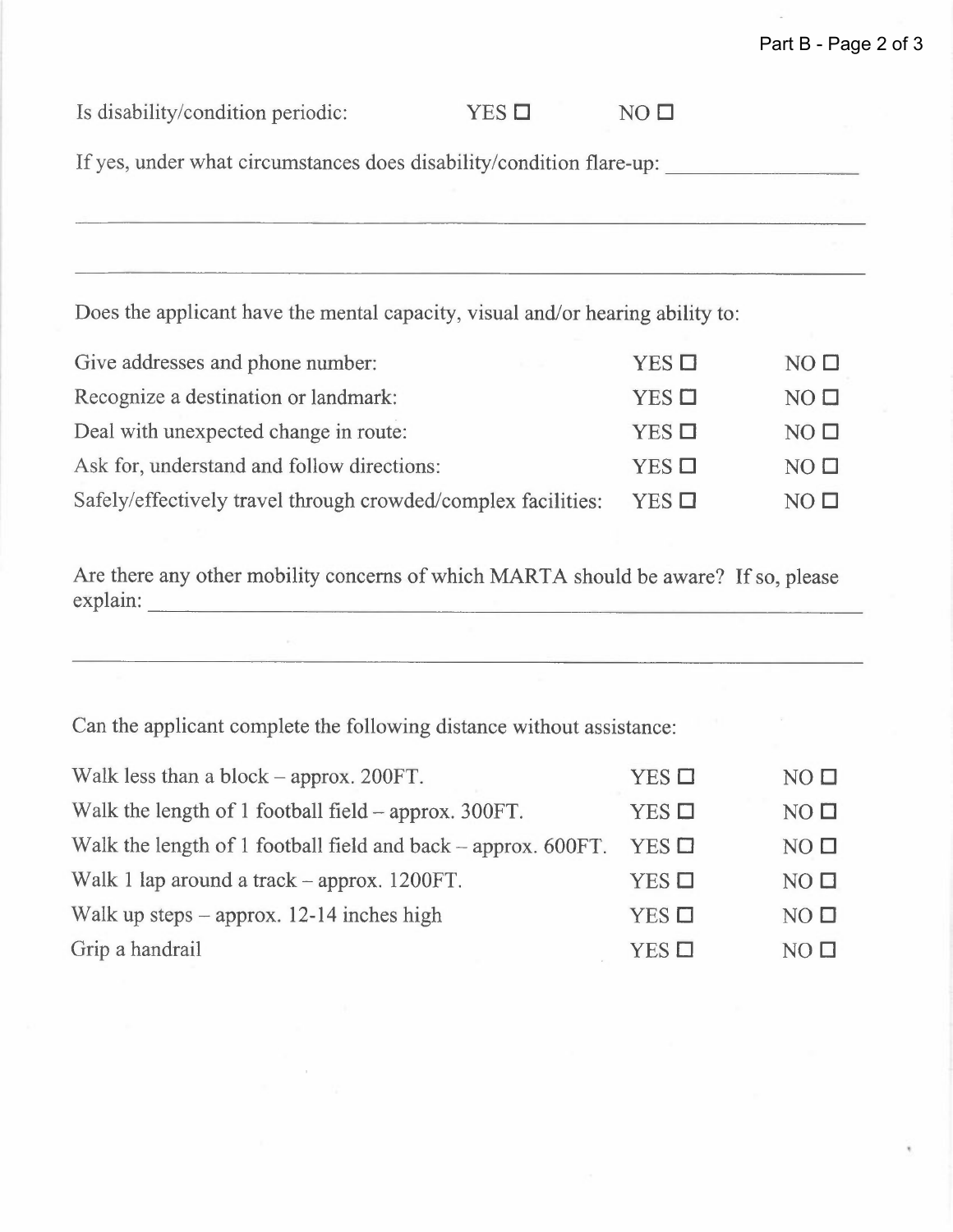Is disability/condition periodic: YES ☐ NO ☐

If yes, under what circumstances does disability/condition flare-up: ____________________

______________________________________________________________________

______________________________________________________________________

Does the applicant have the mental capacity, visual and/or hearing ability to:

| | | |
|---|---|---|
| Give addresses and phone number: | YES ☐ | NO ☐ |
| Recognize a destination or landmark: | YES ☐ | NO ☐ |
| Deal with unexpected change in route: | YES ☐ | NO ☐ |
| Ask for, understand and follow directions: | YES ☐ | NO ☐ |
| Safely/effectively travel through crowded/complex facilities: | YES ☐ | NO ☐ |

Are there any other mobility concerns of which MARTA should be aware? If so, please explain: ______________________________________________________________________

______________________________________________________________________

Can the applicant complete the following distance without assistance:

| | | |
|---|---|---|
| Walk less than a block – approx. 200FT. | YES ☐ | NO ☐ |
| Walk the length of 1 football field – approx. 300FT. | YES ☐ | NO ☐ |
| Walk the length of 1 football field and back – approx. 600FT. | YES ☐ | NO ☐ |
| Walk 1 lap around a track – approx. 1200FT. | YES ☐ | NO ☐ |
| Walk up steps – approx. 12-14 inches high | YES ☐ | NO ☐ |
| Grip a handrail | YES ☐ | NO ☐ |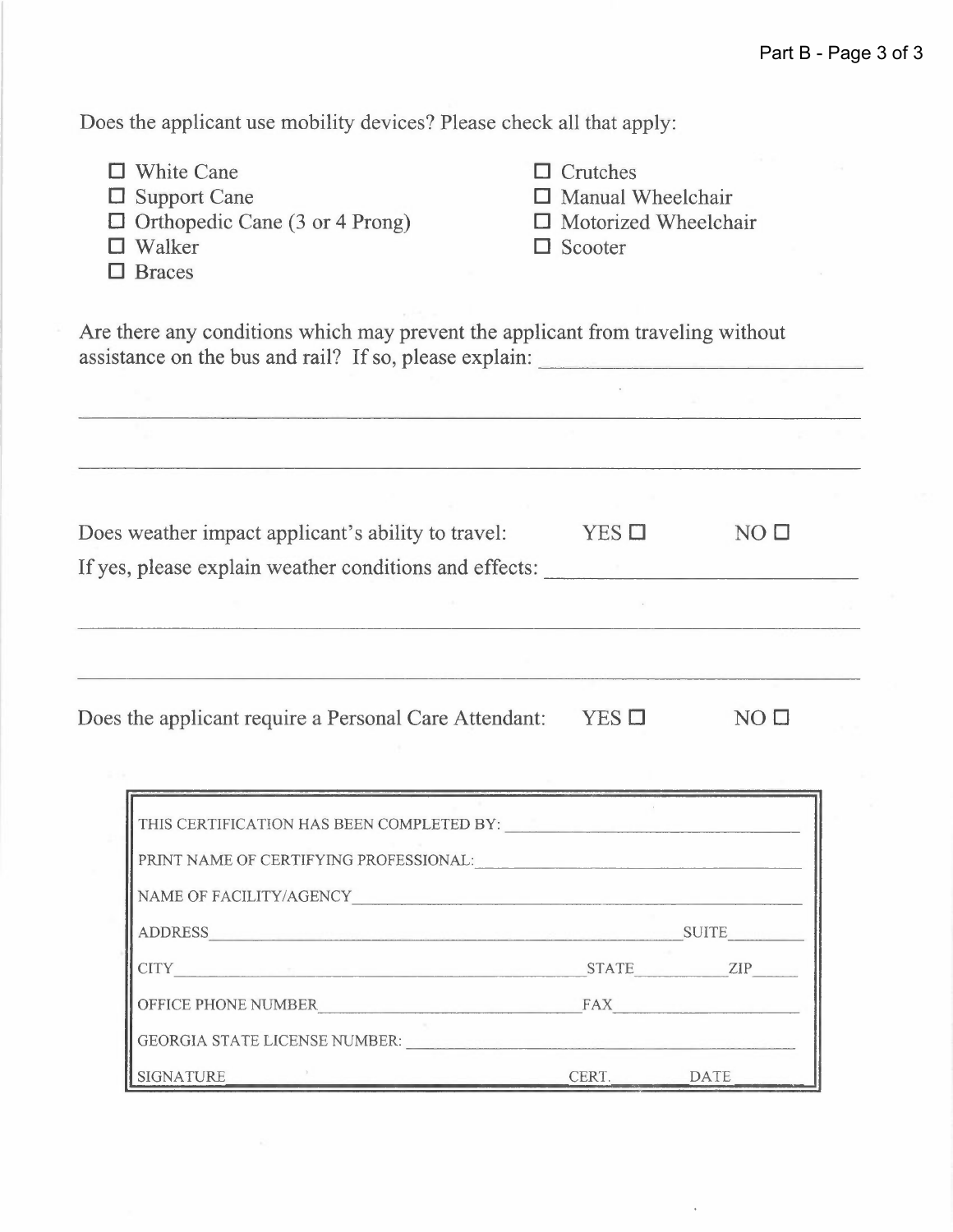Does the applicant use mobility devices? Please check all that apply:

- ☐ White Cane
- ☐ Support Cane
- ☐ Orthopedic Cane (3 or 4 Prong)
- ☐ Walker
- ☐ Braces
- ☐ Crutches
- ☐ Manual Wheelchair
- ☐ Motorized Wheelchair
- ☐ Scooter

Are there any conditions which may prevent the applicant from traveling without assistance on the bus and rail? If so, please explain: ______________________________

____________________________________________________________________________

____________________________________________________________________________

Does weather impact applicant's ability to travel: YES ☐ NO ☐

If yes, please explain weather conditions and effects: ______________________________

____________________________________________________________________________

____________________________________________________________________________

Does the applicant require a Personal Care Attendant: YES ☐ NO ☐

| | | |
|---|---|---|
| THIS CERTIFICATION HAS BEEN COMPLETED BY: ______________________ | | |
| PRINT NAME OF CERTIFYING PROFESSIONAL: ______________________ | | |
| NAME OF FACILITY/AGENCY ______________________ | | |
| ADDRESS ______________________ | SUITE ________ | |
| CITY ______________________ | STATE ________ | ZIP ______ |
| OFFICE PHONE NUMBER ______________________ | FAX ______________________ | |
| GEORGIA STATE LICENSE NUMBER: ______________________ | | |
| SIGNATURE ______________________ | CERT. | DATE ________ |